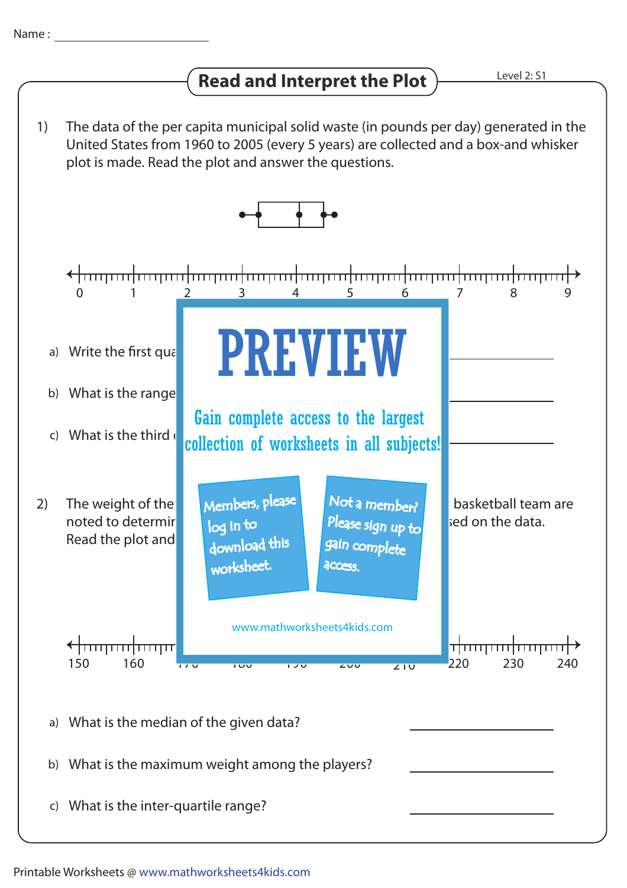Name : ____________________

## Read and Interpret the Plot

Level 2: S1

1) The data of the per capita municipal solid waste (in pounds per day) generated in the United States from 1960 to 2005 (every 5 years) are collected and a box-and whisker plot is made. Read the plot and answer the questions.

a) Write the first qua ____________________

b) What is the range ____________________

c) What is the third ____________________

2) The weight of the ... basketball team are noted to determin... sed on the data. Read the plot and ...

PREVIEW

Gain complete access to the largest collection of worksheets in all subjects!

Members, please log in to download this worksheet.

Not a member? Please sign up to gain complete access.

www.mathworksheets4kids.com

a) What is the median of the given data? ____________________

b) What is the maximum weight among the players? ____________________

c) What is the inter-quartile range? ____________________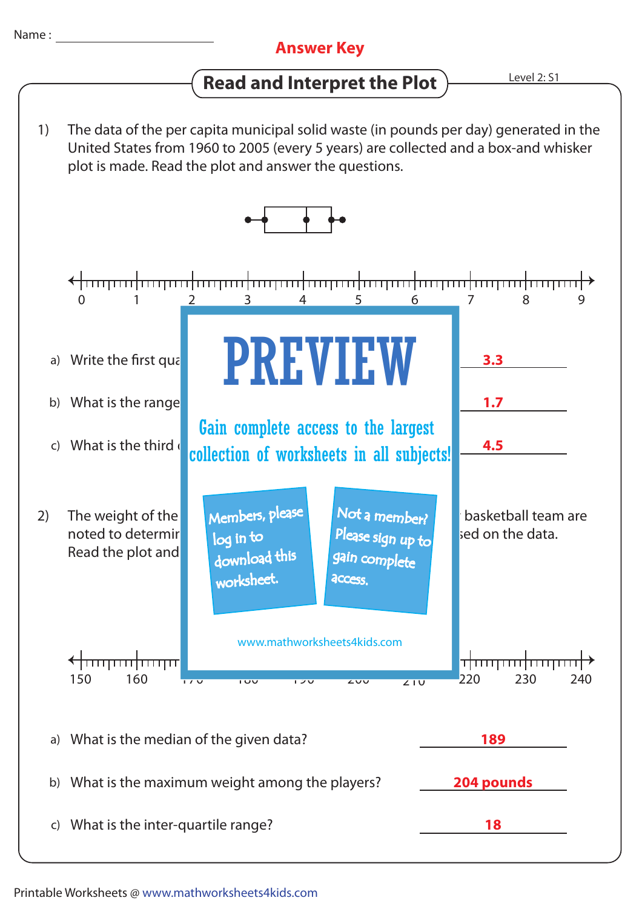Name : ____________________

**Answer Key**

## Read and Interpret the Plot

Level 2: S1

1) The data of the per capita municipal solid waste (in pounds per day) generated in the United States from 1960 to 2005 (every 5 years) are collected and a box-and whisker plot is made. Read the plot and answer the questions.

0 1 2 3 4 5 6 7 8 9

a) Write the first qua **3.3**

b) What is the range **1.7**

c) What is the third **4.5**

2) The weight of the basketball team are noted to determi sed on the data. Read the plot and

PREVIEW

Gain complete access to the largest collection of worksheets in all subjects!

Members, please log in to download this worksheet.

Not a member? Please sign up to gain complete access.

www.mathworksheets4kids.com

150 160 220 230 240

a) What is the median of the given data? **189**

b) What is the maximum weight among the players? **204 pounds**

c) What is the inter-quartile range? **18**

Printable Worksheets @ www.mathworksheets4kids.com